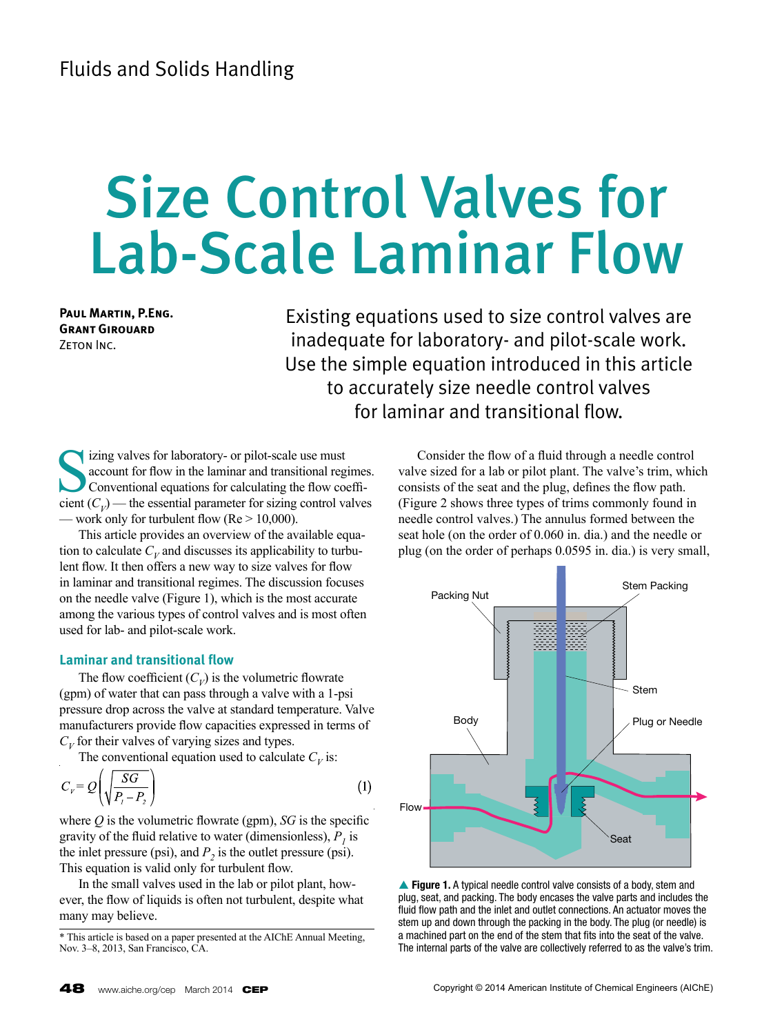Fluids and Solids Handling

# Size Control Valves for Lab-Scale Laminar Flow

**Paul Martin, P.Eng.**
**Grant Girouard**
Zeton Inc.

Existing equations used to size control valves are inadequate for laboratory- and pilot-scale work. Use the simple equation introduced in this article to accurately size needle control valves for laminar and transitional flow.

Sizing valves for laboratory- or pilot-scale use must account for flow in the laminar and transitional regimes. Conventional equations for calculating the flow coefficient ($C_V$) — the essential parameter for sizing control valves — work only for turbulent flow (Re > 10,000).

This article provides an overview of the available equation to calculate $C_V$ and discusses its applicability to turbulent flow. It then offers a new way to size valves for flow in laminar and transitional regimes. The discussion focuses on the needle valve (Figure 1), which is the most accurate among the various types of control valves and is most often used for lab- and pilot-scale work.

## Laminar and transitional flow

The flow coefficient ($C_V$) is the volumetric flowrate (gpm) of water that can pass through a valve with a 1-psi pressure drop across the valve at standard temperature. Valve manufacturers provide flow capacities expressed in terms of $C_V$ for their valves of varying sizes and types.

The conventional equation used to calculate $C_V$ is:

$$C_V = Q\left(\sqrt{\frac{SG}{P_1 - P_2}}\right) \tag{1}$$

where $Q$ is the volumetric flowrate (gpm), $SG$ is the specific gravity of the fluid relative to water (dimensionless), $P_1$ is the inlet pressure (psi), and $P_2$ is the outlet pressure (psi). This equation is valid only for turbulent flow.

In the small valves used in the lab or pilot plant, however, the flow of liquids is often not turbulent, despite what many may believe.

Consider the flow of a fluid through a needle control valve sized for a lab or pilot plant. The valve's trim, which consists of the seat and the plug, defines the flow path. (Figure 2 shows three types of trims commonly found in needle control valves.) The annulus formed between the seat hole (on the order of 0.060 in. dia.) and the needle or plug (on the order of perhaps 0.0595 in. dia.) is very small,

▲ **Figure 1.** A typical needle control valve consists of a body, stem and plug, seat, and packing. The body encases the valve parts and includes the fluid flow path and the inlet and outlet connections. An actuator moves the stem up and down through the packing in the body. The plug (or needle) is a machined part on the end of the stem that fits into the seat of the valve. The internal parts of the valve are collectively referred to as the valve's trim.

* This article is based on a paper presented at the AIChE Annual Meeting, Nov. 3–8, 2013, San Francisco, CA.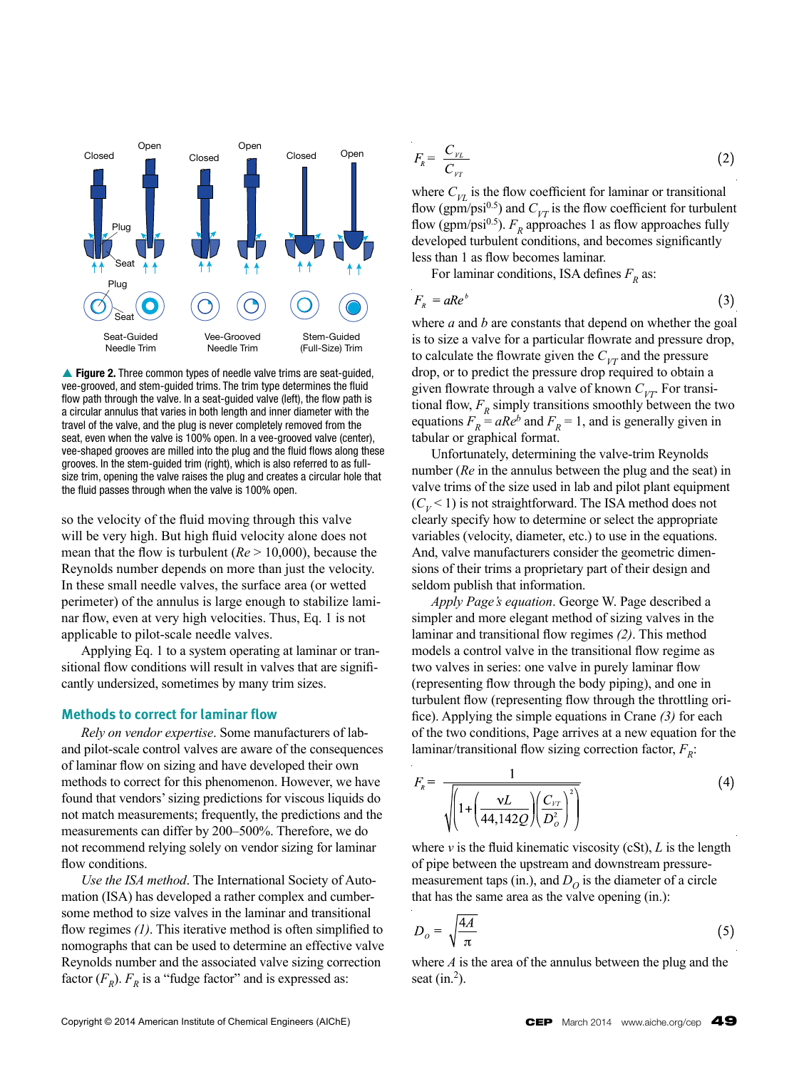Closed Open Closed Open Closed Open

Plug

Seat

Plug

Seat

Seat-Guided Needle Trim

Vee-Grooved Needle Trim

Stem-Guided (Full-Size) Trim

▲ **Figure 2.** Three common types of needle valve trims are seat-guided, vee-grooved, and stem-guided trims. The trim type determines the fluid flow path through the valve. In a seat-guided valve (left), the flow path is a circular annulus that varies in both length and inner diameter with the travel of the valve, and the plug is never completely removed from the seat, even when the valve is 100% open. In a vee-grooved valve (center), vee-shaped grooves are milled into the plug and the fluid flows along these grooves. In the stem-guided trim (right), which is also referred to as full-size trim, opening the valve raises the plug and creates a circular hole that the fluid passes through when the valve is 100% open.

so the velocity of the fluid moving through this valve will be very high. But high fluid velocity alone does not mean that the flow is turbulent ($Re > 10{,}000$), because the Reynolds number depends on more than just the velocity. In these small needle valves, the surface area (or wetted perimeter) of the annulus is large enough to stabilize laminar flow, even at very high velocities. Thus, Eq. 1 is not applicable to pilot-scale needle valves.

Applying Eq. 1 to a system operating at laminar or transitional flow conditions will result in valves that are significantly undersized, sometimes by many trim sizes.

## Methods to correct for laminar flow

*Rely on vendor expertise*. Some manufacturers of lab- and pilot-scale control valves are aware of the consequences of laminar flow on sizing and have developed their own methods to correct for this phenomenon. However, we have found that vendors' sizing predictions for viscous liquids do not match measurements; frequently, the predictions and the measurements can differ by 200–500%. Therefore, we do not recommend relying solely on vendor sizing for laminar flow conditions.

*Use the ISA method*. The International Society of Automation (ISA) has developed a rather complex and cumbersome method to size valves in the laminar and transitional flow regimes *(1)*. This iterative method is often simplified to nomographs that can be used to determine an effective valve Reynolds number and the associated valve sizing correction factor ($F_R$). $F_R$ is a "fudge factor" and is expressed as:

$$F_R = \frac{C_{VL}}{C_{VT}} \tag{2}$$

where $C_{VL}$ is the flow coefficient for laminar or transitional flow (gpm/psi$^{0.5}$) and $C_{VT}$ is the flow coefficient for turbulent flow (gpm/psi$^{0.5}$). $F_R$ approaches 1 as flow approaches fully developed turbulent conditions, and becomes significantly less than 1 as flow becomes laminar.

For laminar conditions, ISA defines $F_R$ as:

$$F_R = aRe^b \tag{3}$$

where $a$ and $b$ are constants that depend on whether the goal is to size a valve for a particular flowrate and pressure drop, to calculate the flowrate given the $C_{VT}$ and the pressure drop, or to predict the pressure drop required to obtain a given flowrate through a valve of known $C_{VT}$. For transitional flow, $F_R$ simply transitions smoothly between the two equations $F_R = aRe^b$ and $F_R = 1$, and is generally given in tabular or graphical format.

Unfortunately, determining the valve-trim Reynolds number ($Re$ in the annulus between the plug and the seat) in valve trims of the size used in lab and pilot plant equipment ($C_V < 1$) is not straightforward. The ISA method does not clearly specify how to determine or select the appropriate variables (velocity, diameter, etc.) to use in the equations. And, valve manufacturers consider the geometric dimensions of their trims a proprietary part of their design and seldom publish that information.

*Apply Page's equation*. George W. Page described a simpler and more elegant method of sizing valves in the laminar and transitional flow regimes *(2)*. This method models a control valve in the transitional flow regime as two valves in series: one valve in purely laminar flow (representing flow through the body piping), and one in turbulent flow (representing flow through the throttling orifice). Applying the simple equations in Crane *(3)* for each of the two conditions, Page arrives at a new equation for the laminar/transitional flow sizing correction factor, $F_R$:

$$F_R = \frac{1}{\sqrt{\left(1 + \left(\frac{\nu L}{44{,}142Q}\right)\left(\frac{C_{VT}}{D_O^2}\right)^2\right)}} \tag{4}$$

where $\nu$ is the fluid kinematic viscosity (cSt), $L$ is the length of pipe between the upstream and downstream pressure-measurement taps (in.), and $D_O$ is the diameter of a circle that has the same area as the valve opening (in.):

$$D_O = \sqrt{\frac{4A}{\pi}} \tag{5}$$

where $A$ is the area of the annulus between the plug and the seat (in.$^2$).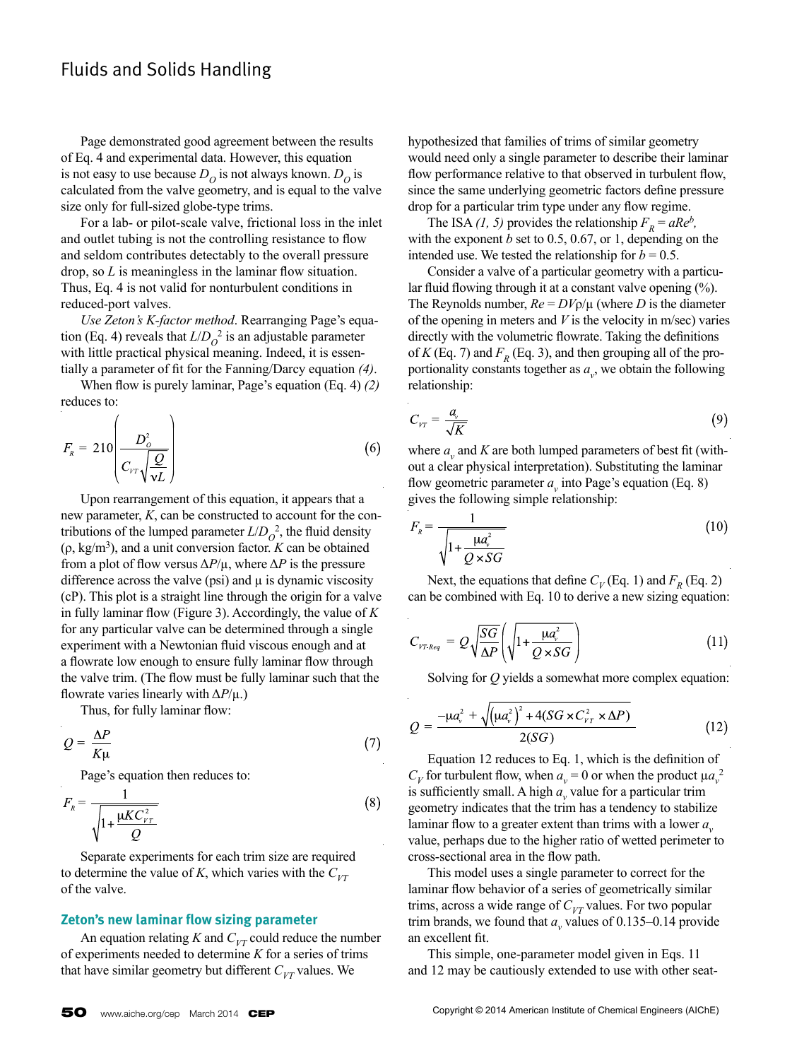Page demonstrated good agreement between the results of Eq. 4 and experimental data. However, this equation is not easy to use because $D_O$ is not always known. $D_O$ is calculated from the valve geometry, and is equal to the valve size only for full-sized globe-type trims.

For a lab- or pilot-scale valve, frictional loss in the inlet and outlet tubing is not the controlling resistance to flow and seldom contributes detectably to the overall pressure drop, so $L$ is meaningless in the laminar flow situation. Thus, Eq. 4 is not valid for nonturbulent conditions in reduced-port valves.

*Use Zeton's K-factor method*. Rearranging Page's equation (Eq. 4) reveals that $L/D_O^2$ is an adjustable parameter with little practical physical meaning. Indeed, it is essentially a parameter of fit for the Fanning/Darcy equation *(4)*.

When flow is purely laminar, Page's equation (Eq. 4) *(2)* reduces to:

$$F_R = 210\left(\frac{D_O^2}{C_{VT}\sqrt{\dfrac{Q}{\nu L}}}\right) \tag{6}$$

Upon rearrangement of this equation, it appears that a new parameter, $K$, can be constructed to account for the contributions of the lumped parameter $L/D_O^2$, the fluid density ($\rho$, kg/m$^3$), and a unit conversion factor. $K$ can be obtained from a plot of flow versus $\Delta P/\mu$, where $\Delta P$ is the pressure difference across the valve (psi) and $\mu$ is dynamic viscosity (cP). This plot is a straight line through the origin for a valve in fully laminar flow (Figure 3). Accordingly, the value of $K$ for any particular valve can be determined through a single experiment with a Newtonian fluid viscous enough and at a flowrate low enough to ensure fully laminar flow through the valve trim. (The flow must be fully laminar such that the flowrate varies linearly with $\Delta P/\mu$.)

Thus, for fully laminar flow:

$$Q = \frac{\Delta P}{K\mu} \tag{7}$$

Page's equation then reduces to:

$$F_R = \frac{1}{\sqrt{1+\dfrac{\mu K C_{VT}^2}{Q}}} \tag{8}$$

Separate experiments for each trim size are required to determine the value of $K$, which varies with the $C_{VT}$ of the valve.

### Zeton's new laminar flow sizing parameter

An equation relating $K$ and $C_{VT}$ could reduce the number of experiments needed to determine $K$ for a series of trims that have similar geometry but different $C_{VT}$ values. We hypothesized that families of trims of similar geometry would need only a single parameter to describe their laminar flow performance relative to that observed in turbulent flow, since the same underlying geometric factors define pressure drop for a particular trim type under any flow regime.

The ISA *(1, 5)* provides the relationship $F_R = aRe^b$, with the exponent $b$ set to 0.5, 0.67, or 1, depending on the intended use. We tested the relationship for $b = 0.5$.

Consider a valve of a particular geometry with a particular fluid flowing through it at a constant valve opening (%). The Reynolds number, $Re = DV\rho/\mu$ (where $D$ is the diameter of the opening in meters and $V$ is the velocity in m/sec) varies directly with the volumetric flowrate. Taking the definitions of $K$ (Eq. 7) and $F_R$ (Eq. 3), and then grouping all of the proportionality constants together as $a_v$, we obtain the following relationship:

$$C_{VT} = \frac{a_v}{\sqrt{K}} \tag{9}$$

where $a_v$ and $K$ are both lumped parameters of best fit (without a clear physical interpretation). Substituting the laminar flow geometric parameter $a_v$ into Page's equation (Eq. 8) gives the following simple relationship:

$$F_R = \frac{1}{\sqrt{1+\dfrac{\mu a_v^2}{Q \times SG}}} \tag{10}$$

Next, the equations that define $C_V$ (Eq. 1) and $F_R$ (Eq. 2) can be combined with Eq. 10 to derive a new sizing equation:

$$C_{VT\text{-}Req} = Q\sqrt{\frac{SG}{\Delta P}}\left(\sqrt{1+\frac{\mu a_v^2}{Q \times SG}}\right) \tag{11}$$

Solving for $Q$ yields a somewhat more complex equation:

$$Q = \frac{-\mu a_v^2 + \sqrt{\left(\mu a_v^2\right)^2 + 4(SG \times C_{VT}^2 \times \Delta P)}}{2(SG)} \tag{12}$$

Equation 12 reduces to Eq. 1, which is the definition of $C_V$ for turbulent flow, when $a_v = 0$ or when the product $\mu a_v^2$ is sufficiently small. A high $a_v$ value for a particular trim geometry indicates that the trim has a tendency to stabilize laminar flow to a greater extent than trims with a lower $a_v$ value, perhaps due to the higher ratio of wetted perimeter to cross-sectional area in the flow path.

This model uses a single parameter to correct for the laminar flow behavior of a series of geometrically similar trims, across a wide range of $C_{VT}$ values. For two popular trim brands, we found that $a_v$ values of 0.135–0.14 provide an excellent fit.

This simple, one-parameter model given in Eqs. 11 and 12 may be cautiously extended to use with other seat-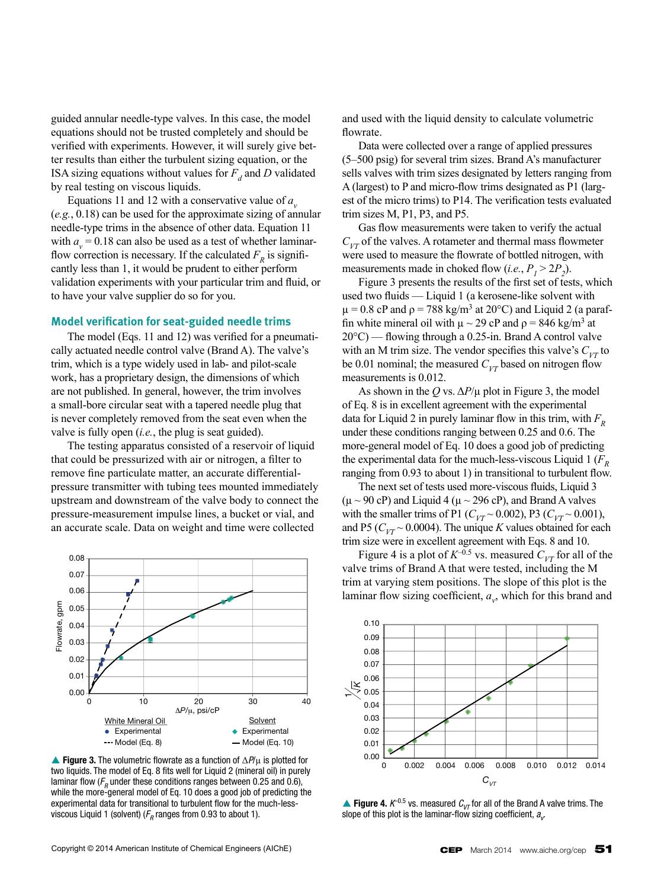guided annular needle-type valves. In this case, the model equations should not be trusted completely and should be verified with experiments. However, it will surely give better results than either the turbulent sizing equation, or the ISA sizing equations without values for $F_d$ and $D$ validated by real testing on viscous liquids.

Equations 11 and 12 with a conservative value of $a_v$ (*e.g.*, 0.18) can be used for the approximate sizing of annular needle-type trims in the absence of other data. Equation 11 with $a_v = 0.18$ can also be used as a test of whether laminar-flow correction is necessary. If the calculated $F_R$ is significantly less than 1, it would be prudent to either perform validation experiments with your particular trim and fluid, or to have your valve supplier do so for you.

## Model verification for seat-guided needle trims

The model (Eqs. 11 and 12) was verified for a pneumatically actuated needle control valve (Brand A). The valve's trim, which is a type widely used in lab- and pilot-scale work, has a proprietary design, the dimensions of which are not published. In general, however, the trim involves a small-bore circular seat with a tapered needle plug that is never completely removed from the seat even when the valve is fully open (*i.e.*, the plug is seat guided).

The testing apparatus consisted of a reservoir of liquid that could be pressurized with air or nitrogen, a filter to remove fine particulate matter, an accurate differential-pressure transmitter with tubing tees mounted immediately upstream and downstream of the valve body to connect the pressure-measurement impulse lines, a bucket or vial, and an accurate scale. Data on weight and time were collected and used with the liquid density to calculate volumetric flowrate.

Data were collected over a range of applied pressures (5–500 psig) for several trim sizes. Brand A's manufacturer sells valves with trim sizes designated by letters ranging from A (largest) to P and micro-flow trims designated as P1 (largest of the micro trims) to P14. The verification tests evaluated trim sizes M, P1, P3, and P5.

Gas flow measurements were taken to verify the actual $C_{VT}$ of the valves. A rotameter and thermal mass flowmeter were used to measure the flowrate of bottled nitrogen, with measurements made in choked flow (*i.e.*, $P_1 > 2P_2$).

Figure 3 presents the results of the first set of tests, which used two fluids — Liquid 1 (a kerosene-like solvent with $\mu = 0.8$ cP and $\rho = 788$ kg/m$^3$ at 20°C) and Liquid 2 (a paraffin white mineral oil with $\mu \sim 29$ cP and $\rho = 846$ kg/m$^3$ at 20°C) — flowing through a 0.25-in. Brand A control valve with an M trim size. The vendor specifies this valve's $C_{VT}$ to be 0.01 nominal; the measured $C_{VT}$ based on nitrogen flow measurements is 0.012.

As shown in the $Q$ vs. $\Delta P/\mu$ plot in Figure 3, the model of Eq. 8 is in excellent agreement with the experimental data for Liquid 2 in purely laminar flow in this trim, with $F_R$ under these conditions ranging between 0.25 and 0.6. The more-general model of Eq. 10 does a good job of predicting the experimental data for the much-less-viscous Liquid 1 ($F_R$ ranging from 0.93 to about 1) in transitional to turbulent flow.

The next set of tests used more-viscous fluids, Liquid 3 ($\mu \sim 90$ cP) and Liquid 4 ($\mu \sim 296$ cP), and Brand A valves with the smaller trims of P1 ($C_{VT} \sim 0.002$), P3 ($C_{VT} \sim 0.001$), and P5 ($C_{VT} \sim 0.0004$). The unique $K$ values obtained for each trim size were in excellent agreement with Eqs. 8 and 10.

Figure 4 is a plot of $K^{-0.5}$ vs. measured $C_{VT}$ for all of the valve trims of Brand A that were tested, including the M trim at varying stem positions. The slope of this plot is the laminar flow sizing coefficient, $a_v$, which for this brand and

▲ **Figure 3.** The volumetric flowrate as a function of $\Delta P/\mu$ is plotted for two liquids. The model of Eq. 8 fits well for Liquid 2 (mineral oil) in purely laminar flow ($F_R$ under these conditions ranges between 0.25 and 0.6), while the more-general model of Eq. 10 does a good job of predicting the experimental data for transitional to turbulent flow for the much-less-viscous Liquid 1 (solvent) ($F_R$ ranges from 0.93 to about 1).

▲ **Figure 4.** $K^{-0.5}$ vs. measured $C_{VT}$ for all of the Brand A valve trims. The slope of this plot is the laminar-flow sizing coefficient, $a_v$.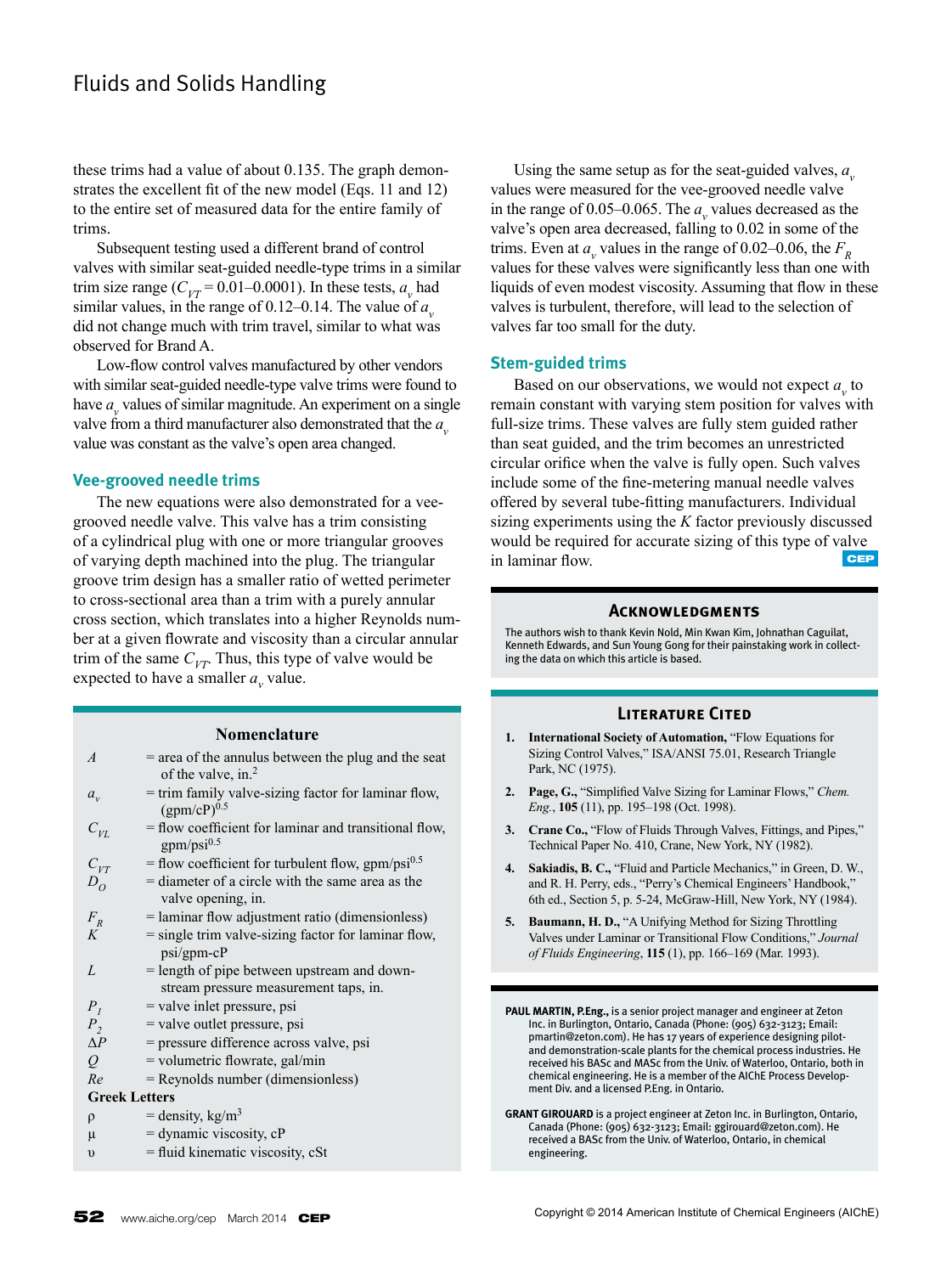these trims had a value of about 0.135. The graph demonstrates the excellent fit of the new model (Eqs. 11 and 12) to the entire set of measured data for the entire family of trims.

Subsequent testing used a different brand of control valves with similar seat-guided needle-type trims in a similar trim size range ($C_{VT}$ = 0.01–0.0001). In these tests, $a_v$ had similar values, in the range of 0.12–0.14. The value of $a_v$ did not change much with trim travel, similar to what was observed for Brand A.

Low-flow control valves manufactured by other vendors with similar seat-guided needle-type valve trims were found to have $a_v$ values of similar magnitude. An experiment on a single valve from a third manufacturer also demonstrated that the $a_v$ value was constant as the valve's open area changed.

### Vee-grooved needle trims

The new equations were also demonstrated for a vee-grooved needle valve. This valve has a trim consisting of a cylindrical plug with one or more triangular grooves of varying depth machined into the plug. The triangular groove trim design has a smaller ratio of wetted perimeter to cross-sectional area than a trim with a purely annular cross section, which translates into a higher Reynolds number at a given flowrate and viscosity than a circular annular trim of the same $C_{VT}$. Thus, this type of valve would be expected to have a smaller $a_v$ value.

Using the same setup as for the seat-guided valves, $a_v$ values were measured for the vee-grooved needle valve in the range of 0.05–0.065. The $a_v$ values decreased as the valve's open area decreased, falling to 0.02 in some of the trims. Even at $a_v$ values in the range of 0.02–0.06, the $F_R$ values for these valves were significantly less than one with liquids of even modest viscosity. Assuming that flow in these valves is turbulent, therefore, will lead to the selection of valves far too small for the duty.

### Stem-guided trims

Based on our observations, we would not expect $a_v$ to remain constant with varying stem position for valves with full-size trims. These valves are fully stem guided rather than seat guided, and the trim becomes an unrestricted circular orifice when the valve is fully open. Such valves include some of the fine-metering manual needle valves offered by several tube-fitting manufacturers. Individual sizing experiments using the $K$ factor previously discussed would be required for accurate sizing of this type of valve in laminar flow.

### Nomenclature

| | |
|---|---|
| $A$ | = area of the annulus between the plug and the seat of the valve, in.$^2$ |
| $a_v$ | = trim family valve-sizing factor for laminar flow, (gpm/cP)$^{0.5}$ |
| $C_{VL}$ | = flow coefficient for laminar and transitional flow, gpm/psi$^{0.5}$ |
| $C_{VT}$ | = flow coefficient for turbulent flow, gpm/psi$^{0.5}$ |
| $D_O$ | = diameter of a circle with the same area as the valve opening, in. |
| $F_R$ | = laminar flow adjustment ratio (dimensionless) |
| $K$ | = single trim valve-sizing factor for laminar flow, psi/gpm-cP |
| $L$ | = length of pipe between upstream and downstream pressure measurement taps, in. |
| $P_1$ | = valve inlet pressure, psi |
| $P_2$ | = valve outlet pressure, psi |
| $\Delta P$ | = pressure difference across valve, psi |
| $Q$ | = volumetric flowrate, gal/min |
| $Re$ | = Reynolds number (dimensionless) |
| **Greek Letters** | |
| $\rho$ | = density, kg/m$^3$ |
| $\mu$ | = dynamic viscosity, cP |
| $\upsilon$ | = fluid kinematic viscosity, cSt |

### Acknowledgments

The authors wish to thank Kevin Nold, Min Kwan Kim, Johnathan Caguilat, Kenneth Edwards, and Sun Young Gong for their painstaking work in collecting the data on which this article is based.

### Literature Cited

1. **International Society of Automation,** "Flow Equations for Sizing Control Valves," ISA/ANSI 75.01, Research Triangle Park, NC (1975).
2. **Page, G.,** "Simplified Valve Sizing for Laminar Flows," *Chem. Eng.*, **105** (11), pp. 195–198 (Oct. 1998).
3. **Crane Co.,** "Flow of Fluids Through Valves, Fittings, and Pipes," Technical Paper No. 410, Crane, New York, NY (1982).
4. **Sakiadis, B. C.,** "Fluid and Particle Mechanics," in Green, D. W., and R. H. Perry, eds., "Perry's Chemical Engineers' Handbook," 6th ed., Section 5, p. 5-24, McGraw-Hill, New York, NY (1984).
5. **Baumann, H. D.,** "A Unifying Method for Sizing Throttling Valves under Laminar or Transitional Flow Conditions," *Journal of Fluids Engineering*, **115** (1), pp. 166–169 (Mar. 1993).

**PAUL MARTIN, P.Eng.,** is a senior project manager and engineer at Zeton Inc. in Burlington, Ontario, Canada (Phone: (905) 632-3123; Email: pmartin@zeton.com). He has 17 years of experience designing pilot- and demonstration-scale plants for the chemical process industries. He received his BASc and MASc from the Univ. of Waterloo, Ontario, both in chemical engineering. He is a member of the AIChE Process Development Div. and a licensed P.Eng. in Ontario.

**GRANT GIROUARD** is a project engineer at Zeton Inc. in Burlington, Ontario, Canada (Phone: (905) 632-3123; Email: ggirouard@zeton.com). He received a BASc from the Univ. of Waterloo, Ontario, in chemical engineering.

Copyright © 2014 American Institute of Chemical Engineers (AIChE)